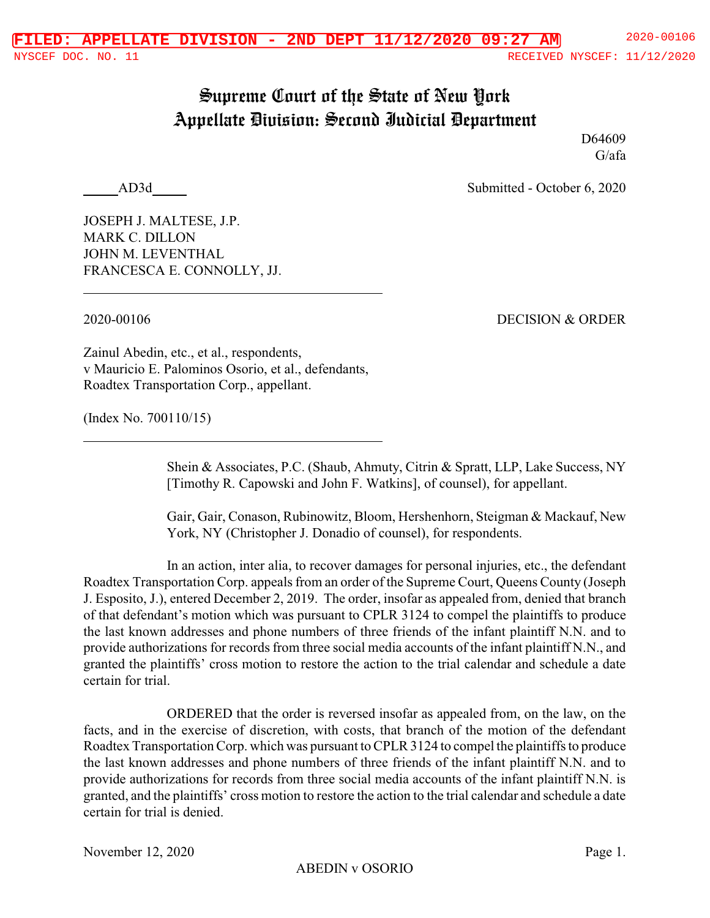# Supreme Court of the State of New York
## Appellate Division: Second Judicial Department

D64609
G/afa

_____AD3d_____

Submitted - October 6, 2020

JOSEPH J. MALTESE, J.P.
MARK C. DILLON
JOHN M. LEVENTHAL
FRANCESCA E. CONNOLLY, JJ.

---

2020-00106

DECISION & ORDER

Zainul Abedin, etc., et al., respondents,
v Mauricio E. Palominos Osorio, et al., defendants,
Roadtex Transportation Corp., appellant.

(Index No. 700110/15)

---

Shein & Associates, P.C. (Shaub, Ahmuty, Citrin & Spratt, LLP, Lake Success, NY [Timothy R. Capowski and John F. Watkins], of counsel), for appellant.

Gair, Gair, Conason, Rubinowitz, Bloom, Hershenhorn, Steigman & Mackauf, New York, NY (Christopher J. Donadio of counsel), for respondents.

In an action, inter alia, to recover damages for personal injuries, etc., the defendant Roadtex Transportation Corp. appeals from an order of the Supreme Court, Queens County (Joseph J. Esposito, J.), entered December 2, 2019. The order, insofar as appealed from, denied that branch of that defendant's motion which was pursuant to CPLR 3124 to compel the plaintiffs to produce the last known addresses and phone numbers of three friends of the infant plaintiff N.N. and to provide authorizations for records from three social media accounts of the infant plaintiff N.N., and granted the plaintiffs' cross motion to restore the action to the trial calendar and schedule a date certain for trial.

ORDERED that the order is reversed insofar as appealed from, on the law, on the facts, and in the exercise of discretion, with costs, that branch of the motion of the defendant Roadtex Transportation Corp. which was pursuant to CPLR 3124 to compel the plaintiffs to produce the last known addresses and phone numbers of three friends of the infant plaintiff N.N. and to provide authorizations for records from three social media accounts of the infant plaintiff N.N. is granted, and the plaintiffs' cross motion to restore the action to the trial calendar and schedule a date certain for trial is denied.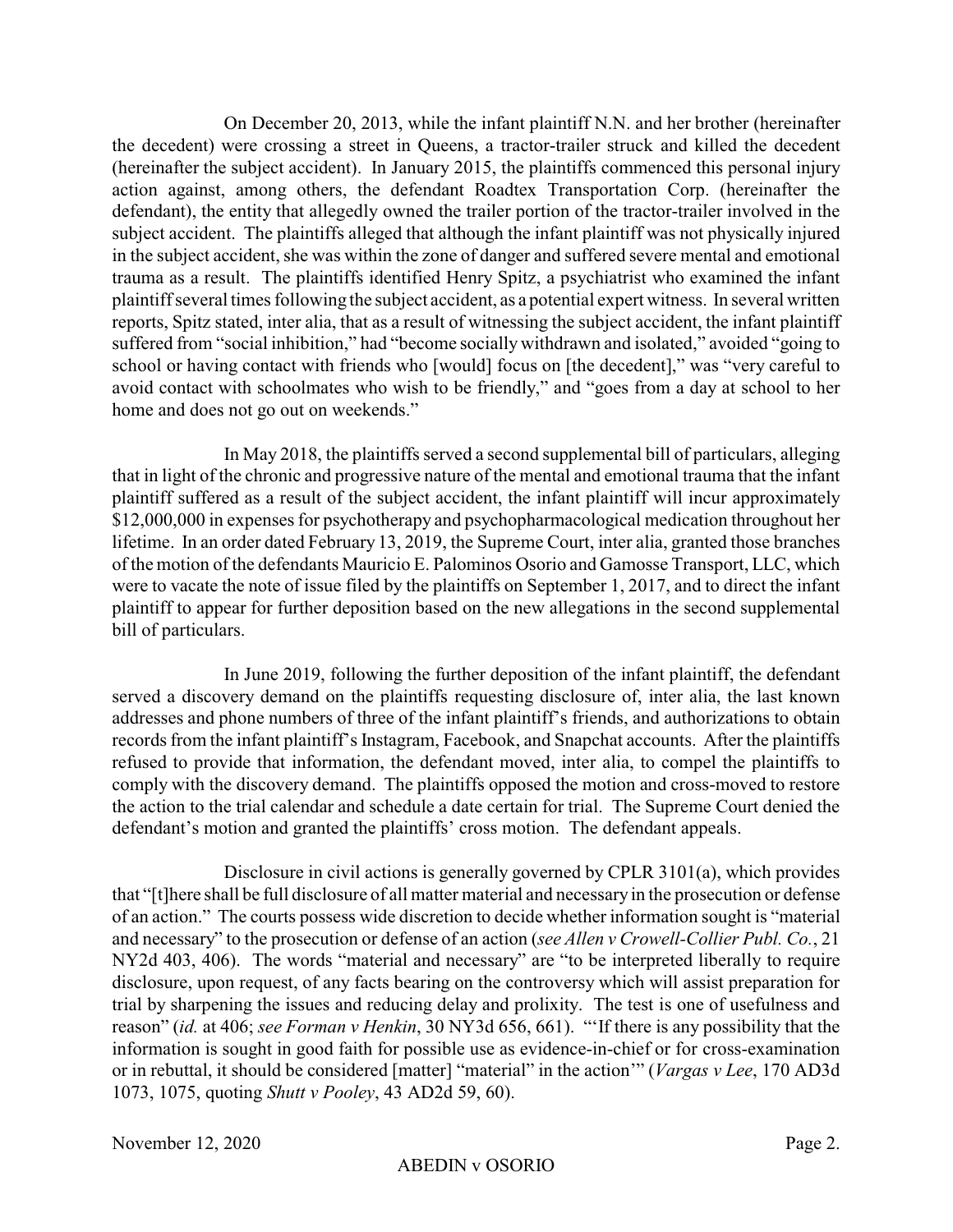On December 20, 2013, while the infant plaintiff N.N. and her brother (hereinafter the decedent) were crossing a street in Queens, a tractor-trailer struck and killed the decedent (hereinafter the subject accident). In January 2015, the plaintiffs commenced this personal injury action against, among others, the defendant Roadtex Transportation Corp. (hereinafter the defendant), the entity that allegedly owned the trailer portion of the tractor-trailer involved in the subject accident. The plaintiffs alleged that although the infant plaintiff was not physically injured in the subject accident, she was within the zone of danger and suffered severe mental and emotional trauma as a result. The plaintiffs identified Henry Spitz, a psychiatrist who examined the infant plaintiff several times following the subject accident, as a potential expert witness. In several written reports, Spitz stated, inter alia, that as a result of witnessing the subject accident, the infant plaintiff suffered from "social inhibition," had "become socially withdrawn and isolated," avoided "going to school or having contact with friends who [would] focus on [the decedent]," was "very careful to avoid contact with schoolmates who wish to be friendly," and "goes from a day at school to her home and does not go out on weekends."

In May 2018, the plaintiffs served a second supplemental bill of particulars, alleging that in light of the chronic and progressive nature of the mental and emotional trauma that the infant plaintiff suffered as a result of the subject accident, the infant plaintiff will incur approximately $12,000,000 in expenses for psychotherapy and psychopharmacological medication throughout her lifetime. In an order dated February 13, 2019, the Supreme Court, inter alia, granted those branches of the motion of the defendants Mauricio E. Palominos Osorio and Gamosse Transport, LLC, which were to vacate the note of issue filed by the plaintiffs on September 1, 2017, and to direct the infant plaintiff to appear for further deposition based on the new allegations in the second supplemental bill of particulars.

In June 2019, following the further deposition of the infant plaintiff, the defendant served a discovery demand on the plaintiffs requesting disclosure of, inter alia, the last known addresses and phone numbers of three of the infant plaintiff's friends, and authorizations to obtain records from the infant plaintiff's Instagram, Facebook, and Snapchat accounts. After the plaintiffs refused to provide that information, the defendant moved, inter alia, to compel the plaintiffs to comply with the discovery demand. The plaintiffs opposed the motion and cross-moved to restore the action to the trial calendar and schedule a date certain for trial. The Supreme Court denied the defendant's motion and granted the plaintiffs' cross motion. The defendant appeals.

Disclosure in civil actions is generally governed by CPLR 3101(a), which provides that "[t]here shall be full disclosure of all matter material and necessary in the prosecution or defense of an action." The courts possess wide discretion to decide whether information sought is "material and necessary" to the prosecution or defense of an action (*see Allen v Crowell-Collier Publ. Co.*, 21 NY2d 403, 406). The words "material and necessary" are "to be interpreted liberally to require disclosure, upon request, of any facts bearing on the controversy which will assist preparation for trial by sharpening the issues and reducing delay and prolixity. The test is one of usefulness and reason" (*id.* at 406; *see Forman v Henkin*, 30 NY3d 656, 661). "'If there is any possibility that the information is sought in good faith for possible use as evidence-in-chief or for cross-examination or in rebuttal, it should be considered [matter] "material" in the action'" (*Vargas v Lee*, 170 AD3d 1073, 1075, quoting *Shutt v Pooley*, 43 AD2d 59, 60).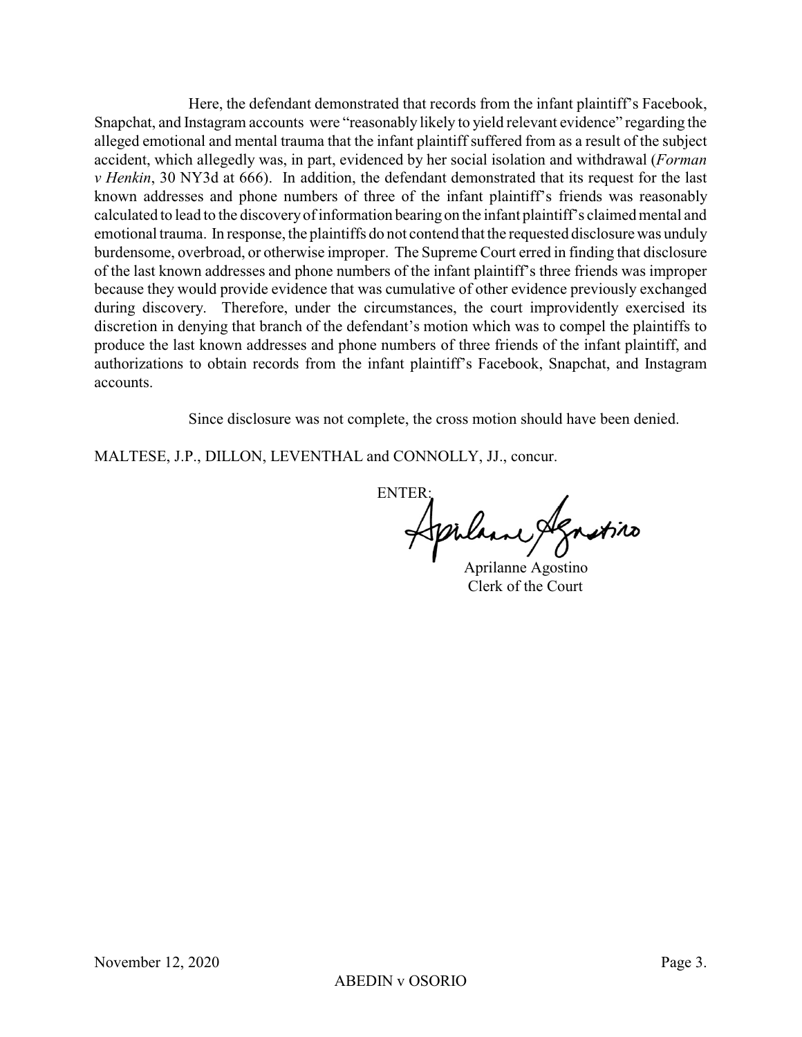Here, the defendant demonstrated that records from the infant plaintiff's Facebook, Snapchat, and Instagram accounts were "reasonably likely to yield relevant evidence" regarding the alleged emotional and mental trauma that the infant plaintiff suffered from as a result of the subject accident, which allegedly was, in part, evidenced by her social isolation and withdrawal (*Forman v Henkin*, 30 NY3d at 666). In addition, the defendant demonstrated that its request for the last known addresses and phone numbers of three of the infant plaintiff's friends was reasonably calculated to lead to the discovery of information bearing on the infant plaintiff's claimed mental and emotional trauma. In response, the plaintiffs do not contend that the requested disclosure was unduly burdensome, overbroad, or otherwise improper. The Supreme Court erred in finding that disclosure of the last known addresses and phone numbers of the infant plaintiff's three friends was improper because they would provide evidence that was cumulative of other evidence previously exchanged during discovery. Therefore, under the circumstances, the court improvidently exercised its discretion in denying that branch of the defendant's motion which was to compel the plaintiffs to produce the last known addresses and phone numbers of three friends of the infant plaintiff, and authorizations to obtain records from the infant plaintiff's Facebook, Snapchat, and Instagram accounts.

Since disclosure was not complete, the cross motion should have been denied.

MALTESE, J.P., DILLON, LEVENTHAL and CONNOLLY, JJ., concur.

ENTER:

Aprilanne Agostino
Clerk of the Court